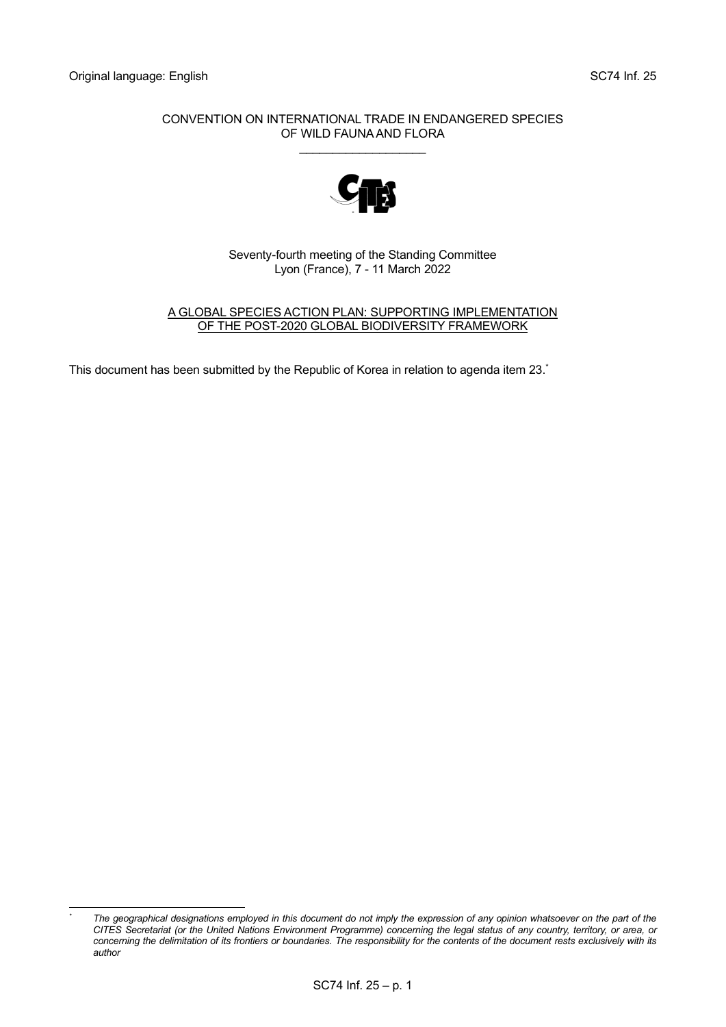Original language: English SC74 Inf. 25

CONVENTION ON INTERNATIONAL TRADE IN ENDANGERED SPECIES OF WILD FAUNA AND FLORA

____________________

Seventy-fourth meeting of the Standing Committee
Lyon (France), 7 - 11 March 2022

## A GLOBAL SPECIES ACTION PLAN: SUPPORTING IMPLEMENTATION OF THE POST-2020 GLOBAL BIODIVERSITY FRAMEWORK

This document has been submitted by the Republic of Korea in relation to agenda item 23.*

---

\* *The geographical designations employed in this document do not imply the expression of any opinion whatsoever on the part of the CITES Secretariat (or the United Nations Environment Programme) concerning the legal status of any country, territory, or area, or concerning the delimitation of its frontiers or boundaries. The responsibility for the contents of the document rests exclusively with its author*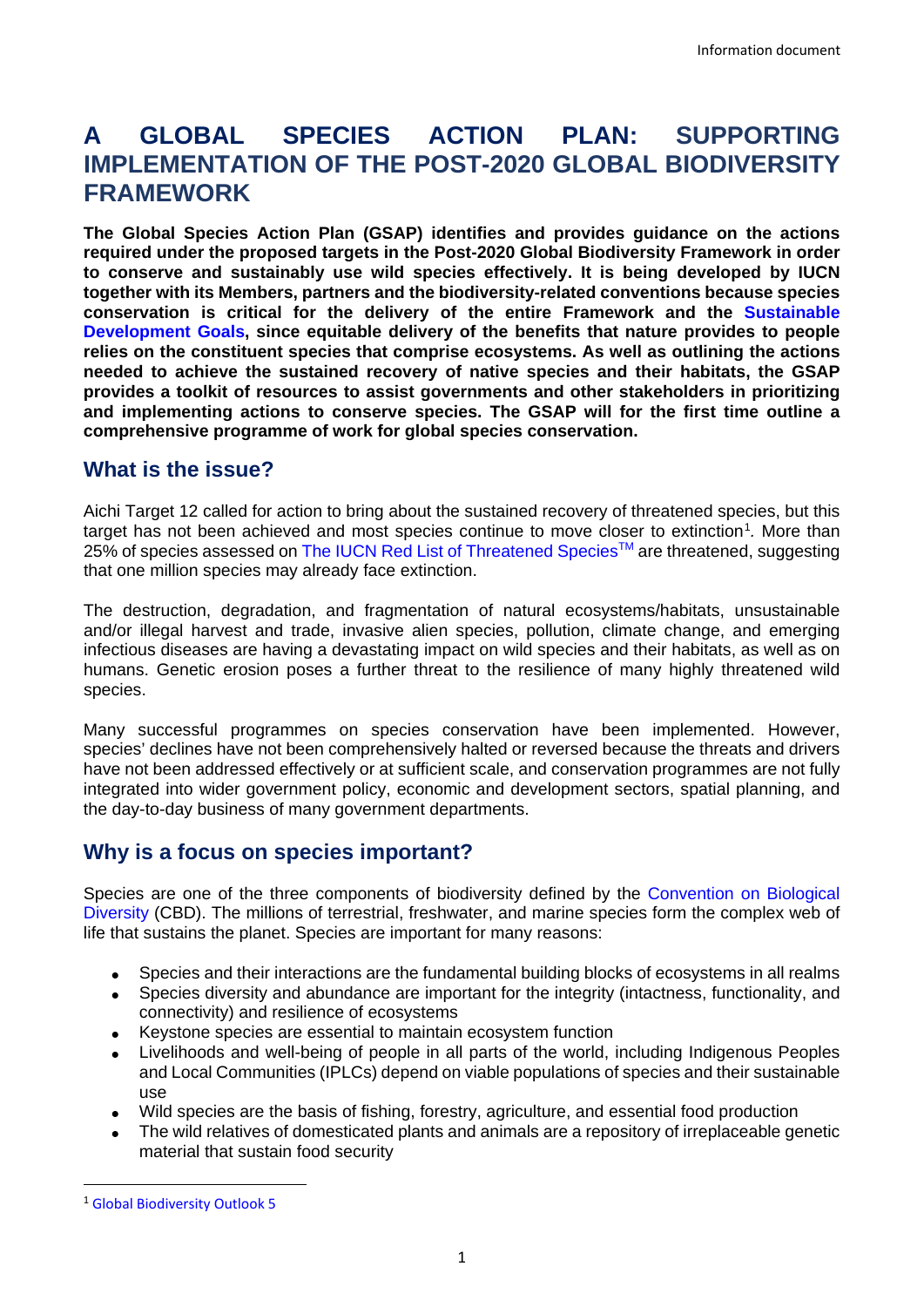# A GLOBAL SPECIES ACTION PLAN: SUPPORTING IMPLEMENTATION OF THE POST-2020 GLOBAL BIODIVERSITY FRAMEWORK

**The Global Species Action Plan (GSAP) identifies and provides guidance on the actions required under the proposed targets in the Post-2020 Global Biodiversity Framework in order to conserve and sustainably use wild species effectively. It is being developed by IUCN together with its Members, partners and the biodiversity-related conventions because species conservation is critical for the delivery of the entire Framework and the Sustainable Development Goals, since equitable delivery of the benefits that nature provides to people relies on the constituent species that comprise ecosystems. As well as outlining the actions needed to achieve the sustained recovery of native species and their habitats, the GSAP provides a toolkit of resources to assist governments and other stakeholders in prioritizing and implementing actions to conserve species. The GSAP will for the first time outline a comprehensive programme of work for global species conservation.**

## What is the issue?

Aichi Target 12 called for action to bring about the sustained recovery of threatened species, but this target has not been achieved and most species continue to move closer to extinction[1]. More than 25% of species assessed on The IUCN Red List of Threatened Species™ are threatened, suggesting that one million species may already face extinction.

The destruction, degradation, and fragmentation of natural ecosystems/habitats, unsustainable and/or illegal harvest and trade, invasive alien species, pollution, climate change, and emerging infectious diseases are having a devastating impact on wild species and their habitats, as well as on humans. Genetic erosion poses a further threat to the resilience of many highly threatened wild species.

Many successful programmes on species conservation have been implemented. However, species' declines have not been comprehensively halted or reversed because the threats and drivers have not been addressed effectively or at sufficient scale, and conservation programmes are not fully integrated into wider government policy, economic and development sectors, spatial planning, and the day-to-day business of many government departments.

## Why is a focus on species important?

Species are one of the three components of biodiversity defined by the Convention on Biological Diversity (CBD). The millions of terrestrial, freshwater, and marine species form the complex web of life that sustains the planet. Species are important for many reasons:

- Species and their interactions are the fundamental building blocks of ecosystems in all realms
- Species diversity and abundance are important for the integrity (intactness, functionality, and connectivity) and resilience of ecosystems
- Keystone species are essential to maintain ecosystem function
- Livelihoods and well-being of people in all parts of the world, including Indigenous Peoples and Local Communities (IPLCs) depend on viable populations of species and their sustainable use
- Wild species are the basis of fishing, forestry, agriculture, and essential food production
- The wild relatives of domesticated plants and animals are a repository of irreplaceable genetic material that sustain food security

[1] Global Biodiversity Outlook 5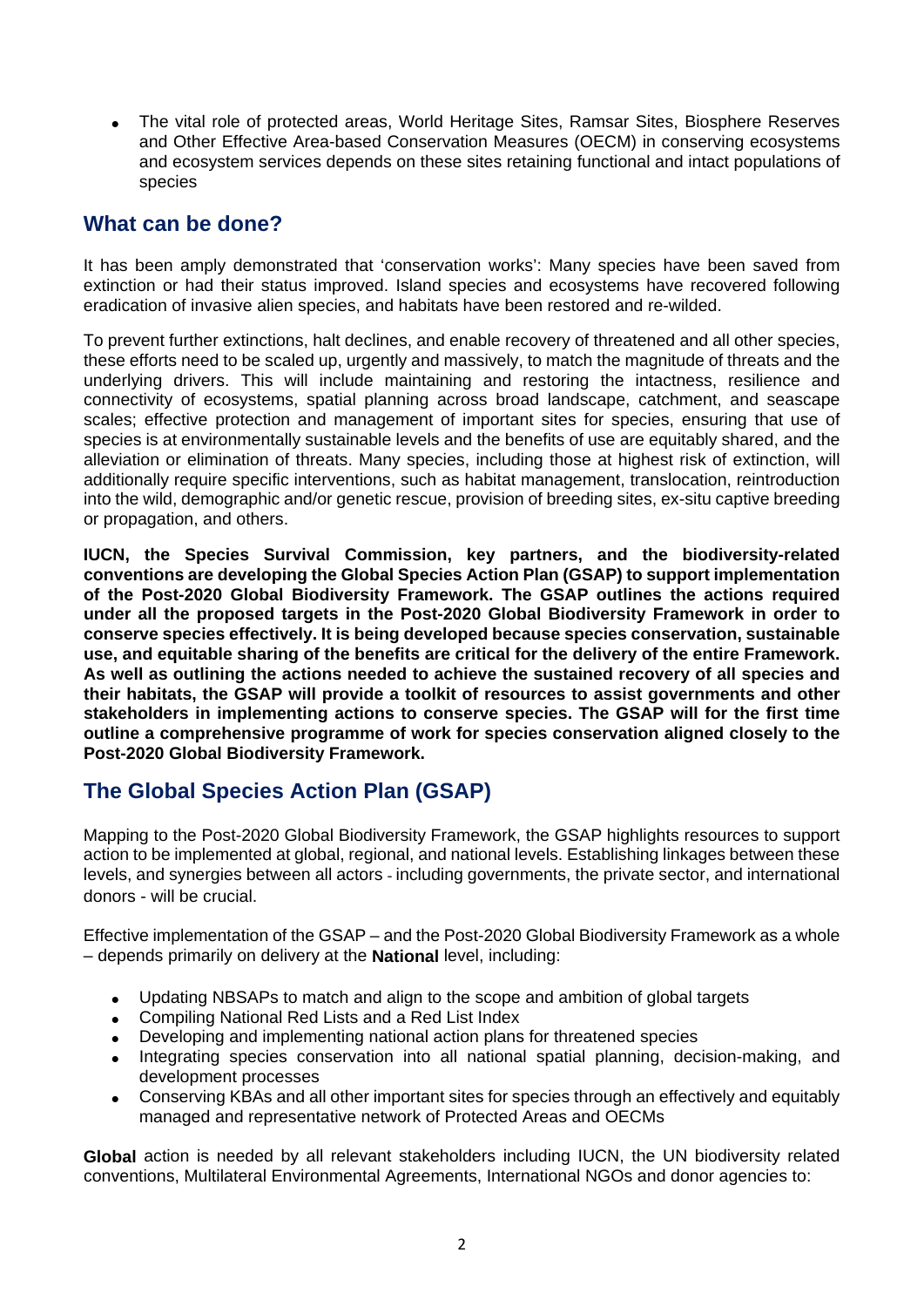- The vital role of protected areas, World Heritage Sites, Ramsar Sites, Biosphere Reserves and Other Effective Area-based Conservation Measures (OECM) in conserving ecosystems and ecosystem services depends on these sites retaining functional and intact populations of species

## What can be done?

It has been amply demonstrated that 'conservation works': Many species have been saved from extinction or had their status improved. Island species and ecosystems have recovered following eradication of invasive alien species, and habitats have been restored and re-wilded.

To prevent further extinctions, halt declines, and enable recovery of threatened and all other species, these efforts need to be scaled up, urgently and massively, to match the magnitude of threats and the underlying drivers. This will include maintaining and restoring the intactness, resilience and connectivity of ecosystems, spatial planning across broad landscape, catchment, and seascape scales; effective protection and management of important sites for species, ensuring that use of species is at environmentally sustainable levels and the benefits of use are equitably shared, and the alleviation or elimination of threats. Many species, including those at highest risk of extinction, will additionally require specific interventions, such as habitat management, translocation, reintroduction into the wild, demographic and/or genetic rescue, provision of breeding sites, ex-situ captive breeding or propagation, and others.

**IUCN, the Species Survival Commission, key partners, and the biodiversity-related conventions are developing the Global Species Action Plan (GSAP) to support implementation of the Post-2020 Global Biodiversity Framework. The GSAP outlines the actions required under all the proposed targets in the Post-2020 Global Biodiversity Framework in order to conserve species effectively. It is being developed because species conservation, sustainable use, and equitable sharing of the benefits are critical for the delivery of the entire Framework. As well as outlining the actions needed to achieve the sustained recovery of all species and their habitats, the GSAP will provide a toolkit of resources to assist governments and other stakeholders in implementing actions to conserve species. The GSAP will for the first time outline a comprehensive programme of work for species conservation aligned closely to the Post-2020 Global Biodiversity Framework.**

## The Global Species Action Plan (GSAP)

Mapping to the Post-2020 Global Biodiversity Framework, the GSAP highlights resources to support action to be implemented at global, regional, and national levels. Establishing linkages between these levels, and synergies between all actors - including governments, the private sector, and international donors - will be crucial.

Effective implementation of the GSAP – and the Post-2020 Global Biodiversity Framework as a whole – depends primarily on delivery at the **National** level, including:

- Updating NBSAPs to match and align to the scope and ambition of global targets
- Compiling National Red Lists and a Red List Index
- Developing and implementing national action plans for threatened species
- Integrating species conservation into all national spatial planning, decision-making, and development processes
- Conserving KBAs and all other important sites for species through an effectively and equitably managed and representative network of Protected Areas and OECMs

**Global** action is needed by all relevant stakeholders including IUCN, the UN biodiversity related conventions, Multilateral Environmental Agreements, International NGOs and donor agencies to: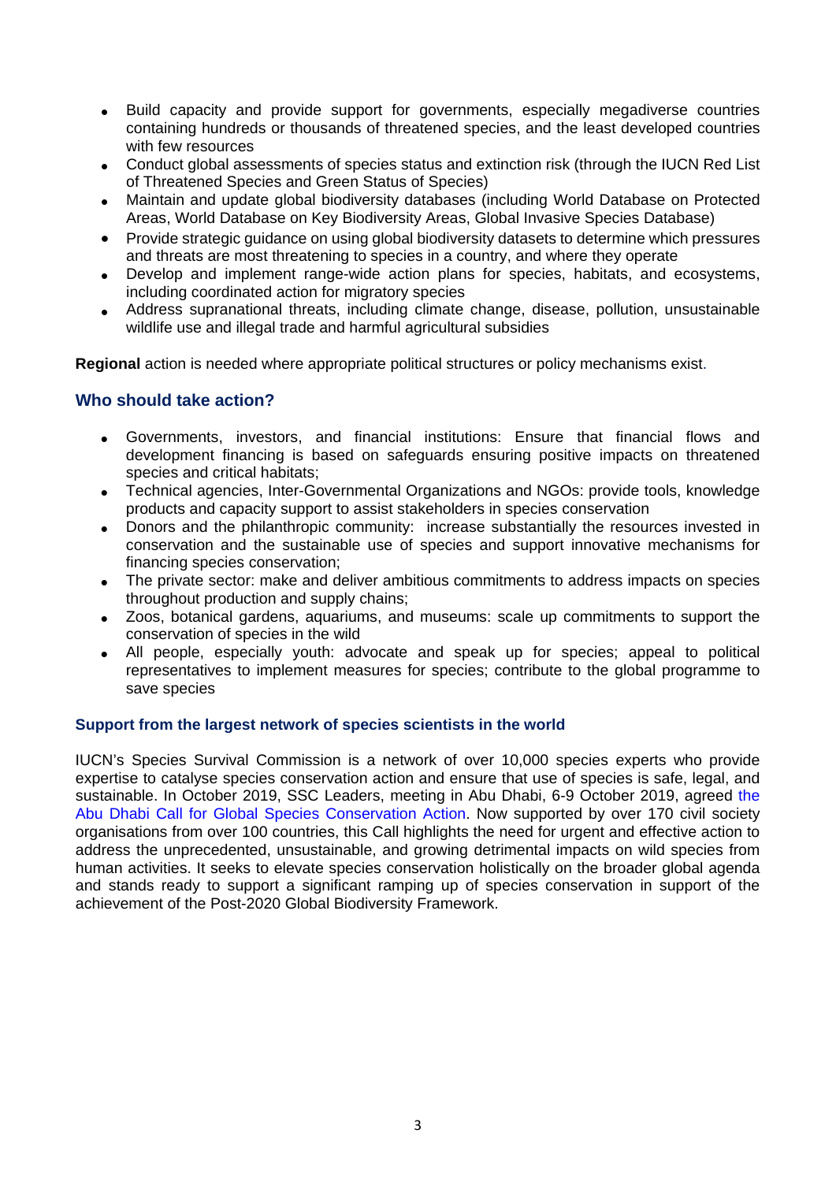- Build capacity and provide support for governments, especially megadiverse countries containing hundreds or thousands of threatened species, and the least developed countries with few resources
- Conduct global assessments of species status and extinction risk (through the IUCN Red List of Threatened Species and Green Status of Species)
- Maintain and update global biodiversity databases (including World Database on Protected Areas, World Database on Key Biodiversity Areas, Global Invasive Species Database)
- Provide strategic guidance on using global biodiversity datasets to determine which pressures and threats are most threatening to species in a country, and where they operate
- Develop and implement range-wide action plans for species, habitats, and ecosystems, including coordinated action for migratory species
- Address supranational threats, including climate change, disease, pollution, unsustainable wildlife use and illegal trade and harmful agricultural subsidies

**Regional** action is needed where appropriate political structures or policy mechanisms exist.

## Who should take action?

- Governments, investors, and financial institutions: Ensure that financial flows and development financing is based on safeguards ensuring positive impacts on threatened species and critical habitats;
- Technical agencies, Inter-Governmental Organizations and NGOs: provide tools, knowledge products and capacity support to assist stakeholders in species conservation
- Donors and the philanthropic community: increase substantially the resources invested in conservation and the sustainable use of species and support innovative mechanisms for financing species conservation;
- The private sector: make and deliver ambitious commitments to address impacts on species throughout production and supply chains;
- Zoos, botanical gardens, aquariums, and museums: scale up commitments to support the conservation of species in the wild
- All people, especially youth: advocate and speak up for species; appeal to political representatives to implement measures for species; contribute to the global programme to save species

### Support from the largest network of species scientists in the world

IUCN's Species Survival Commission is a network of over 10,000 species experts who provide expertise to catalyse species conservation action and ensure that use of species is safe, legal, and sustainable. In October 2019, SSC Leaders, meeting in Abu Dhabi, 6-9 October 2019, agreed the Abu Dhabi Call for Global Species Conservation Action. Now supported by over 170 civil society organisations from over 100 countries, this Call highlights the need for urgent and effective action to address the unprecedented, unsustainable, and growing detrimental impacts on wild species from human activities. It seeks to elevate species conservation holistically on the broader global agenda and stands ready to support a significant ramping up of species conservation in support of the achievement of the Post-2020 Global Biodiversity Framework.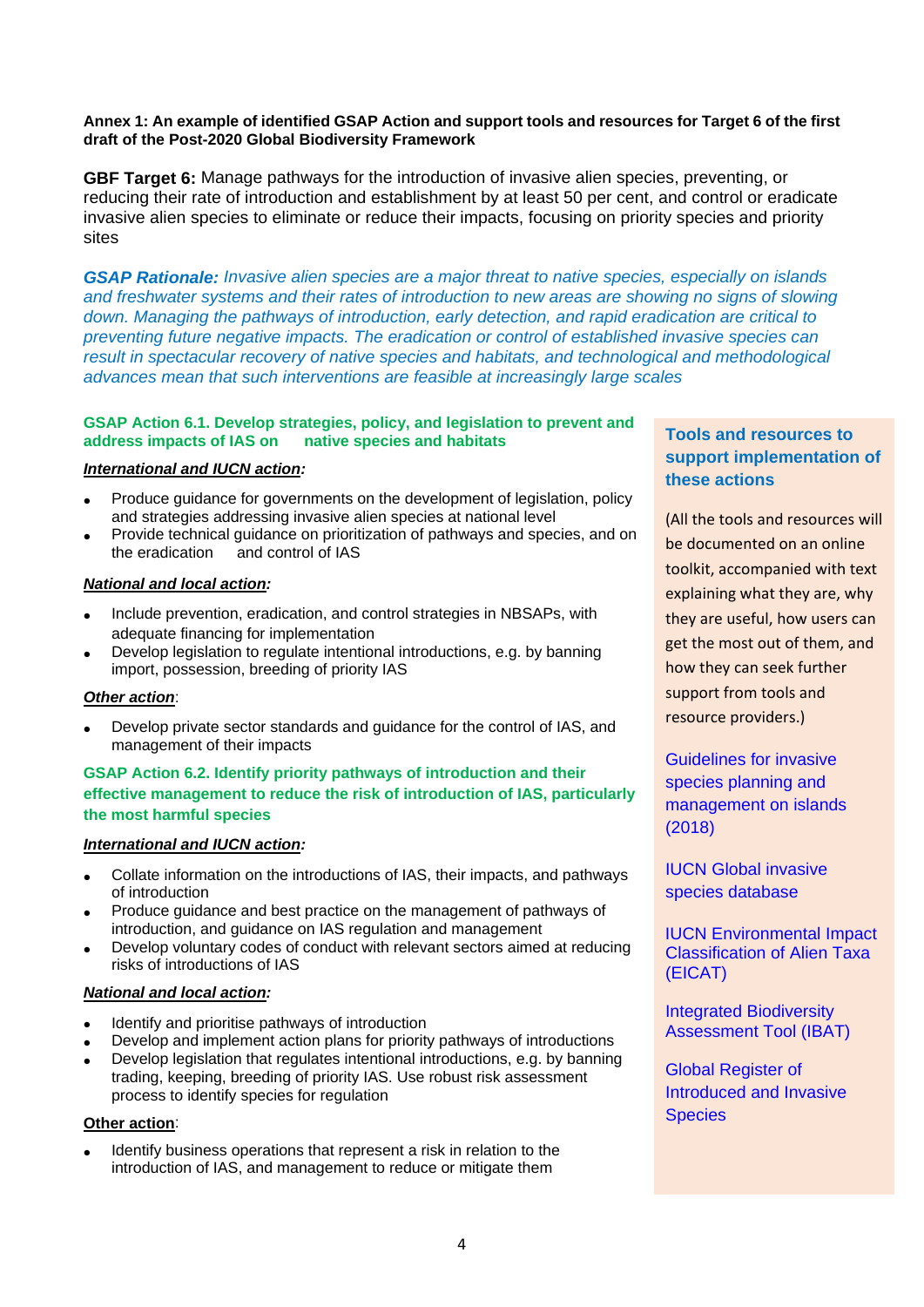**Annex 1: An example of identified GSAP Action and support tools and resources for Target 6 of the first draft of the Post-2020 Global Biodiversity Framework**

**GBF Target 6:** Manage pathways for the introduction of invasive alien species, preventing, or reducing their rate of introduction and establishment by at least 50 per cent, and control or eradicate invasive alien species to eliminate or reduce their impacts, focusing on priority species and priority sites

***GSAP Rationale:*** *Invasive alien species are a major threat to native species, especially on islands and freshwater systems and their rates of introduction to new areas are showing no signs of slowing down. Managing the pathways of introduction, early detection, and rapid eradication are critical to preventing future negative impacts. The eradication or control of established invasive species can result in spectacular recovery of native species and habitats, and technological and methodological advances mean that such interventions are feasible at increasingly large scales*

### GSAP Action 6.1. Develop strategies, policy, and legislation to prevent and address impacts of IAS on native species and habitats

***International and IUCN action:***

- Produce guidance for governments on the development of legislation, policy and strategies addressing invasive alien species at national level
- Provide technical guidance on prioritization of pathways and species, and on the eradication and control of IAS

***National and local action:***

- Include prevention, eradication, and control strategies in NBSAPs, with adequate financing for implementation
- Develop legislation to regulate intentional introductions, e.g. by banning import, possession, breeding of priority IAS

***Other action:***

- Develop private sector standards and guidance for the control of IAS, and management of their impacts

### GSAP Action 6.2. Identify priority pathways of introduction and their effective management to reduce the risk of introduction of IAS, particularly the most harmful species

***International and IUCN action:***

- Collate information on the introductions of IAS, their impacts, and pathways of introduction
- Produce guidance and best practice on the management of pathways of introduction, and guidance on IAS regulation and management
- Develop voluntary codes of conduct with relevant sectors aimed at reducing risks of introductions of IAS

***National and local action:***

- Identify and prioritise pathways of introduction
- Develop and implement action plans for priority pathways of introductions
- Develop legislation that regulates intentional introductions, e.g. by banning trading, keeping, breeding of priority IAS. Use robust risk assessment process to identify species for regulation

**Other action:**

- Identify business operations that represent a risk in relation to the introduction of IAS, and management to reduce or mitigate them

### Tools and resources to support implementation of these actions

(All the tools and resources will be documented on an online toolkit, accompanied with text explaining what they are, why they are useful, how users can get the most out of them, and how they can seek further support from tools and resource providers.)

Guidelines for invasive species planning and management on islands (2018)

IUCN Global invasive species database

IUCN Environmental Impact Classification of Alien Taxa (EICAT)

Integrated Biodiversity Assessment Tool (IBAT)

Global Register of Introduced and Invasive Species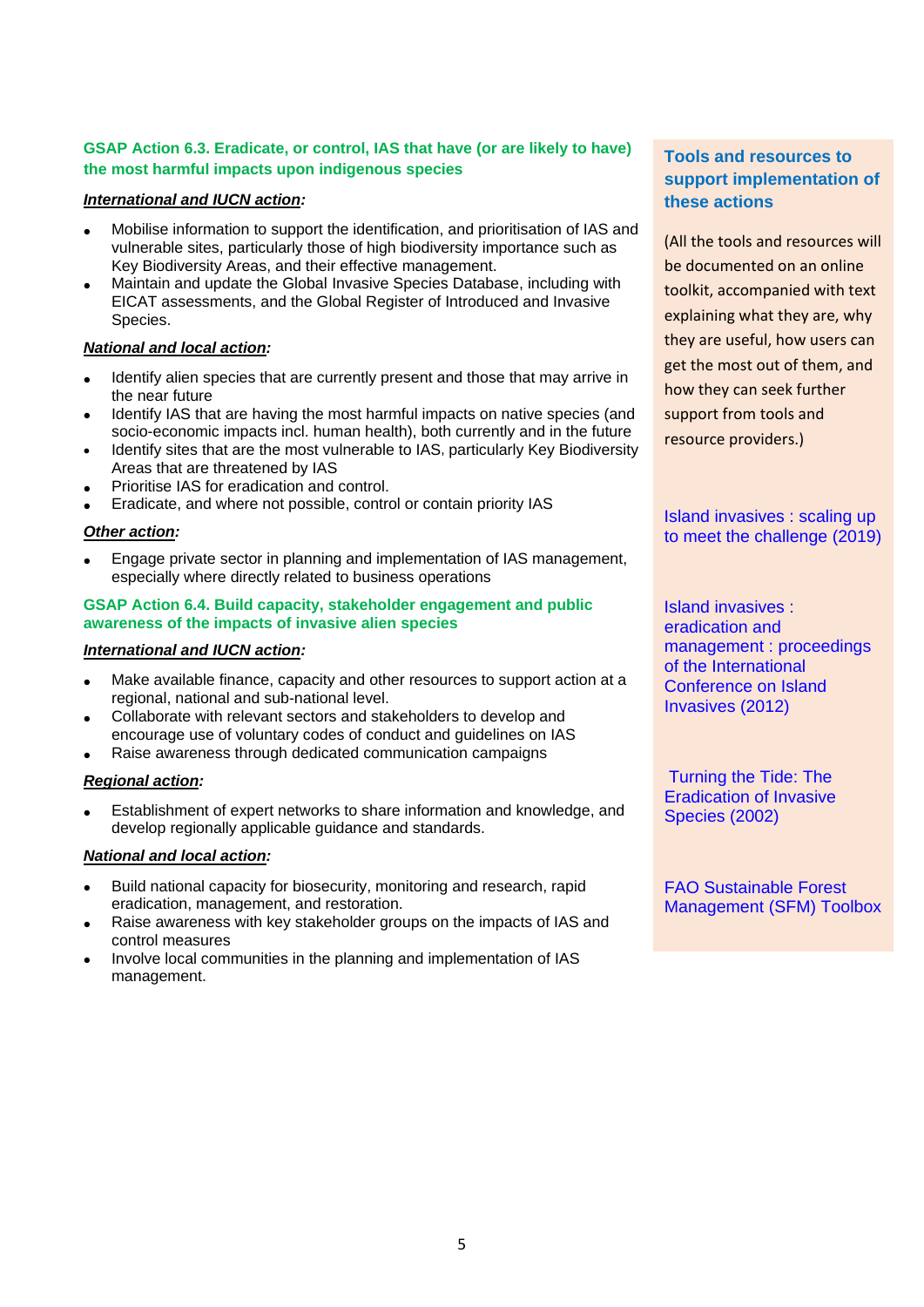**GSAP Action 6.3. Eradicate, or control, IAS that have (or are likely to have) the most harmful impacts upon indigenous species**

***International and IUCN action:***

- Mobilise information to support the identification, and prioritisation of IAS and vulnerable sites, particularly those of high biodiversity importance such as Key Biodiversity Areas, and their effective management.
- Maintain and update the Global Invasive Species Database, including with EICAT assessments, and the Global Register of Introduced and Invasive Species.

***National and local action:***

- Identify alien species that are currently present and those that may arrive in the near future
- Identify IAS that are having the most harmful impacts on native species (and socio-economic impacts incl. human health), both currently and in the future
- Identify sites that are the most vulnerable to IAS, particularly Key Biodiversity Areas that are threatened by IAS
- Prioritise IAS for eradication and control.
- Eradicate, and where not possible, control or contain priority IAS

***Other action:***

- Engage private sector in planning and implementation of IAS management, especially where directly related to business operations

**GSAP Action 6.4. Build capacity, stakeholder engagement and public awareness of the impacts of invasive alien species**

***International and IUCN action:***

- Make available finance, capacity and other resources to support action at a regional, national and sub-national level.
- Collaborate with relevant sectors and stakeholders to develop and encourage use of voluntary codes of conduct and guidelines on IAS
- Raise awareness through dedicated communication campaigns

***Regional action:***

- Establishment of expert networks to share information and knowledge, and develop regionally applicable guidance and standards.

***National and local action:***

- Build national capacity for biosecurity, monitoring and research, rapid eradication, management, and restoration.
- Raise awareness with key stakeholder groups on the impacts of IAS and control measures
- Involve local communities in the planning and implementation of IAS management.

**Tools and resources to support implementation of these actions**

(All the tools and resources will be documented on an online toolkit, accompanied with text explaining what they are, why they are useful, how users can get the most out of them, and how they can seek further support from tools and resource providers.)

Island invasives : scaling up to meet the challenge (2019)

Island invasives : eradication and management : proceedings of the International Conference on Island Invasives (2012)

Turning the Tide: The Eradication of Invasive Species (2002)

FAO Sustainable Forest Management (SFM) Toolbox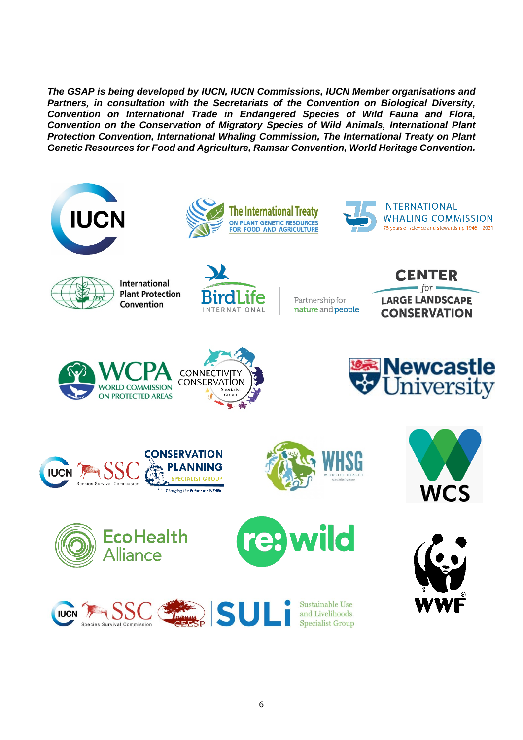***The GSAP is being developed by IUCN, IUCN Commissions, IUCN Member organisations and Partners, in consultation with the Secretariats of the Convention on Biological Diversity, Convention on International Trade in Endangered Species of Wild Fauna and Flora, Convention on the Conservation of Migratory Species of Wild Animals, International Plant Protection Convention, International Whaling Commission, The International Treaty on Plant Genetic Resources for Food and Agriculture, Ramsar Convention, World Heritage Convention.***